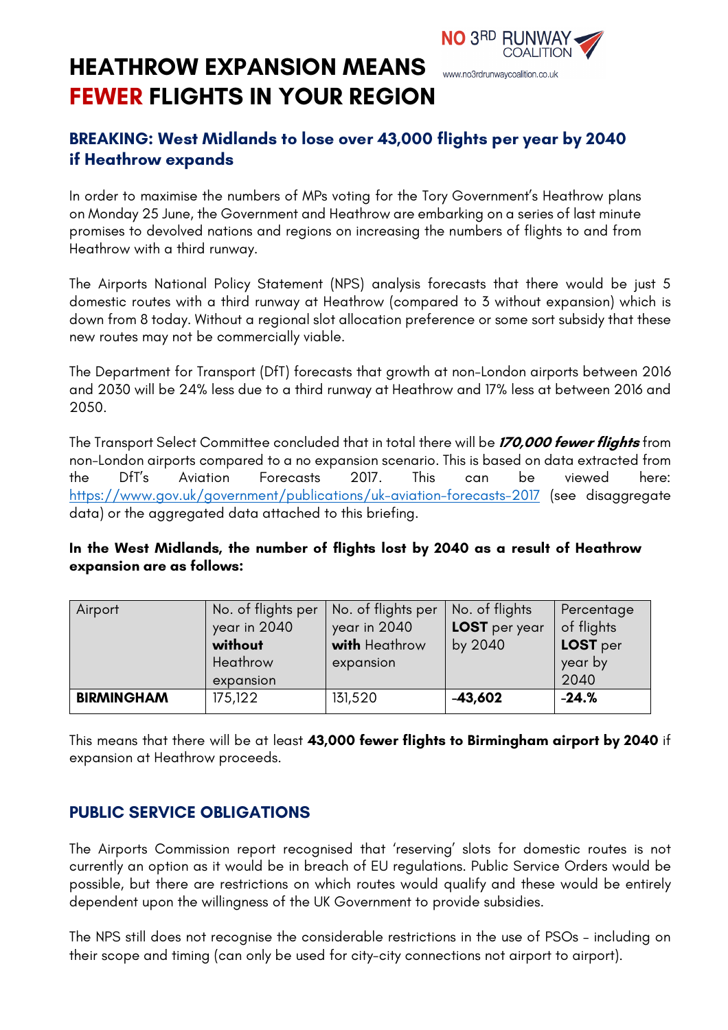# HEATHROW EXPANSION MEANS **FEWER** FLIGHTS IN YOUR REGION

NO 3RD RUNWAY COALITION
www.no3rdrunwaycoalition.co.uk

## BREAKING: West Midlands to lose over 43,000 flights per year by 2040 if Heathrow expands

In order to maximise the numbers of MPs voting for the Tory Government's Heathrow plans on Monday 25 June, the Government and Heathrow are embarking on a series of last minute promises to devolved nations and regions on increasing the numbers of flights to and from Heathrow with a third runway.

The Airports National Policy Statement (NPS) analysis forecasts that there would be just 5 domestic routes with a third runway at Heathrow (compared to 3 without expansion) which is down from 8 today. Without a regional slot allocation preference or some sort subsidy that these new routes may not be commercially viable.

The Department for Transport (DfT) forecasts that growth at non-London airports between 2016 and 2030 will be 24% less due to a third runway at Heathrow and 17% less at between 2016 and 2050.

The Transport Select Committee concluded that in total there will be ***170,000 fewer flights*** from non-London airports compared to a no expansion scenario. This is based on data extracted from the DfT's Aviation Forecasts 2017. This can be viewed here: https://www.gov.uk/government/publications/uk-aviation-forecasts-2017 (see disaggregate data) or the aggregated data attached to this briefing.

**In the West Midlands, the number of flights lost by 2040 as a result of Heathrow expansion are as follows:**

| Airport | No. of flights per year in 2040 **without** Heathrow expansion | No. of flights per year in 2040 **with** Heathrow expansion | No. of flights **LOST** per year by 2040 | Percentage of flights **LOST** per year by 2040 |
|---|---|---|---|---|
| **BIRMINGHAM** | 175,122 | 131,520 | **-43,602** | **-24.%** |

This means that there will be at least **43,000 fewer flights to Birmingham airport by 2040** if expansion at Heathrow proceeds.

## PUBLIC SERVICE OBLIGATIONS

The Airports Commission report recognised that 'reserving' slots for domestic routes is not currently an option as it would be in breach of EU regulations. Public Service Orders would be possible, but there are restrictions on which routes would qualify and these would be entirely dependent upon the willingness of the UK Government to provide subsidies.

The NPS still does not recognise the considerable restrictions in the use of PSOs – including on their scope and timing (can only be used for city-city connections not airport to airport).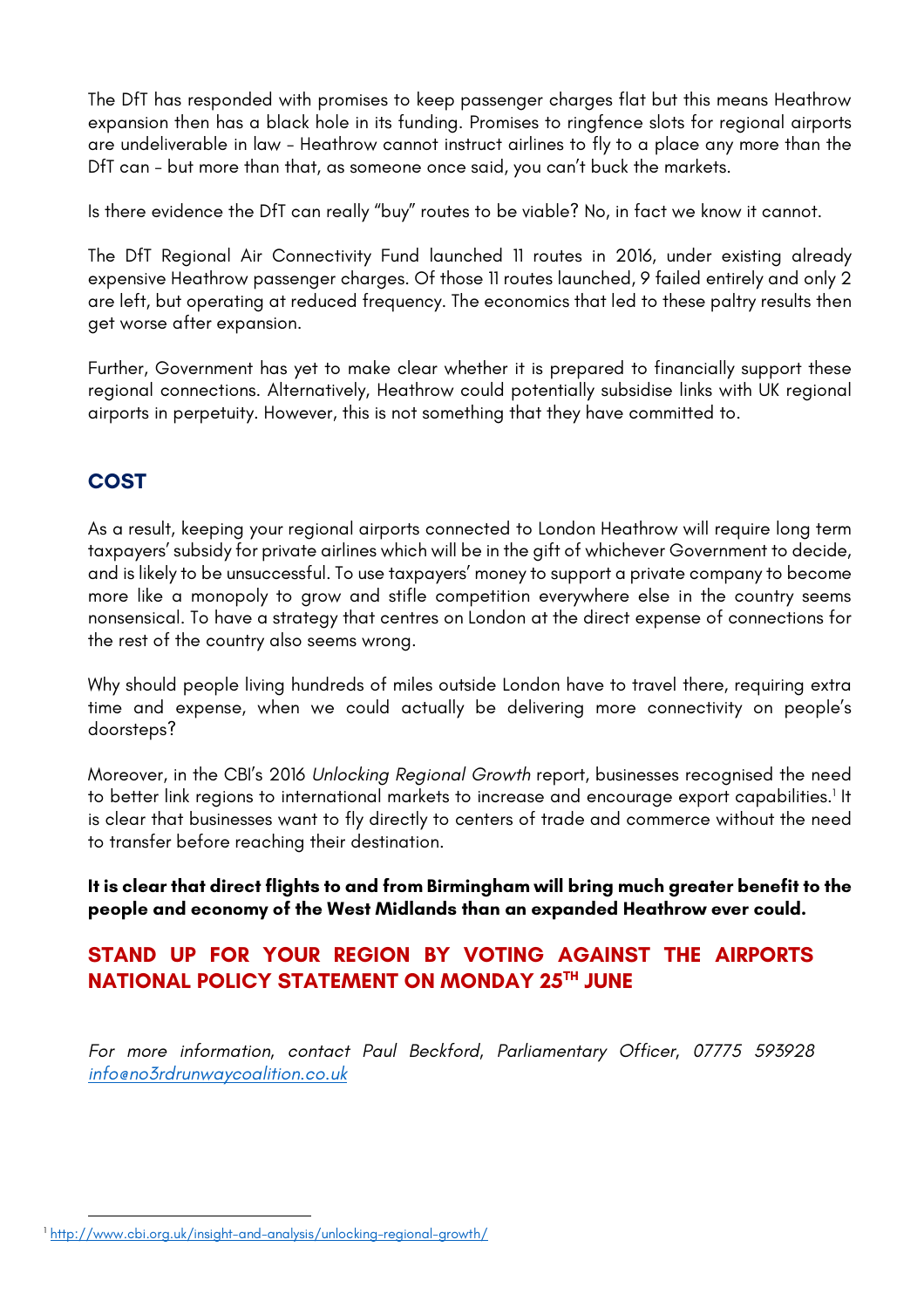The DfT has responded with promises to keep passenger charges flat but this means Heathrow expansion then has a black hole in its funding. Promises to ringfence slots for regional airports are undeliverable in law – Heathrow cannot instruct airlines to fly to a place any more than the DfT can – but more than that, as someone once said, you can't buck the markets.

Is there evidence the DfT can really "buy" routes to be viable? No, in fact we know it cannot.

The DfT Regional Air Connectivity Fund launched 11 routes in 2016, under existing already expensive Heathrow passenger charges. Of those 11 routes launched, 9 failed entirely and only 2 are left, but operating at reduced frequency. The economics that led to these paltry results then get worse after expansion.

Further, Government has yet to make clear whether it is prepared to financially support these regional connections. Alternatively, Heathrow could potentially subsidise links with UK regional airports in perpetuity. However, this is not something that they have committed to.

## COST

As a result, keeping your regional airports connected to London Heathrow will require long term taxpayers' subsidy for private airlines which will be in the gift of whichever Government to decide, and is likely to be unsuccessful. To use taxpayers' money to support a private company to become more like a monopoly to grow and stifle competition everywhere else in the country seems nonsensical. To have a strategy that centres on London at the direct expense of connections for the rest of the country also seems wrong.

Why should people living hundreds of miles outside London have to travel there, requiring extra time and expense, when we could actually be delivering more connectivity on people's doorsteps?

Moreover, in the CBI's 2016 *Unlocking Regional Growth* report, businesses recognised the need to better link regions to international markets to increase and encourage export capabilities.[1] It is clear that businesses want to fly directly to centers of trade and commerce without the need to transfer before reaching their destination.

**It is clear that direct flights to and from Birmingham will bring much greater benefit to the people and economy of the West Midlands than an expanded Heathrow ever could.**

## STAND UP FOR YOUR REGION BY VOTING AGAINST THE AIRPORTS NATIONAL POLICY STATEMENT ON MONDAY 25TH JUNE

*For more information, contact Paul Beckford, Parliamentary Officer, 07775 593928 [info@no3rdrunwaycoalition.co.uk](mailto:info@no3rdrunwaycoalition.co.uk)*

[1] http://www.cbi.org.uk/insight-and-analysis/unlocking-regional-growth/